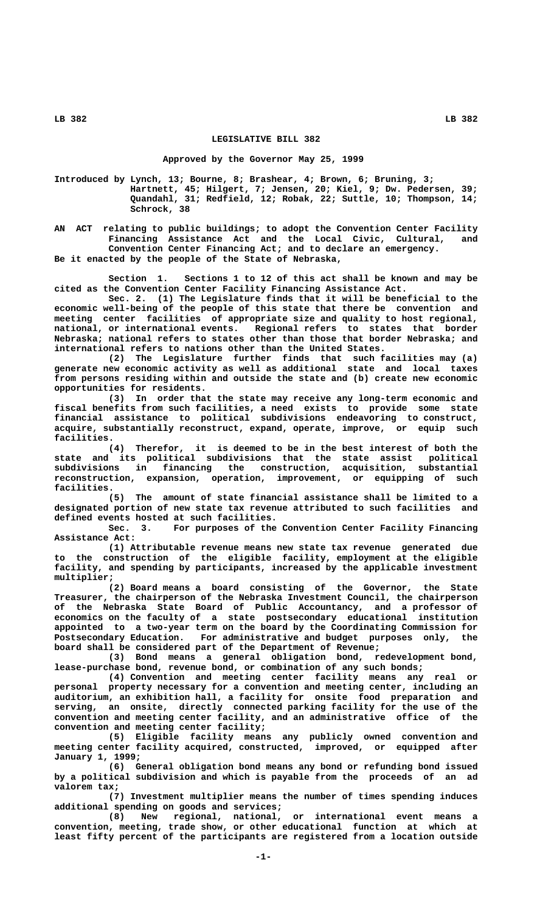# LEGISLATIVE BILL 382

## Approved by the Governor May 25, 1999

Introduced by Lynch, 13; Bourne, 8; Brashear, 4; Brown, 6; Bruning, 3; Hartnett, 45; Hilgert, 7; Jensen, 20; Kiel, 9; Dw. Pedersen, 39; Quandahl, 31; Redfield, 12; Robak, 22; Suttle, 10; Thompson, 14; Schrock, 38

AN ACT relating to public buildings; to adopt the Convention Center Facility Financing Assistance Act and the Local Civic, Cultural, and Convention Center Financing Act; and to declare an emergency.

Be it enacted by the people of the State of Nebraska,

Section 1. Sections 1 to 12 of this act shall be known and may be cited as the Convention Center Facility Financing Assistance Act.

Sec. 2. (1) The Legislature finds that it will be beneficial to the economic well-being of the people of this state that there be convention and meeting center facilities of appropriate size and quality to host regional, national, or international events. Regional refers to states that border Nebraska; national refers to states other than those that border Nebraska; and international refers to nations other than the United States.

(2) The Legislature further finds that such facilities may (a) generate new economic activity as well as additional state and local taxes from persons residing within and outside the state and (b) create new economic opportunities for residents.

(3) In order that the state may receive any long-term economic and fiscal benefits from such facilities, a need exists to provide some state financial assistance to political subdivisions endeavoring to construct, acquire, substantially reconstruct, expand, operate, improve, or equip such facilities.

(4) Therefore, it is deemed to be in the best interest of both the state and its political subdivisions that the state assist political subdivisions in financing the construction, acquisition, substantial reconstruction, expansion, operation, improvement, or equipping of such facilities.

(5) The amount of state financial assistance shall be limited to a designated portion of new state tax revenue attributed to such facilities and defined events hosted at such facilities.

Sec. 3. For purposes of the Convention Center Facility Financing Assistance Act:

(1) Attributable revenue means new state tax revenue generated due to the construction of the eligible facility, employment at the eligible facility, and spending by participants, increased by the applicable investment multiplier;

(2) Board means a board consisting of the Governor, the State Treasurer, the chairperson of the Nebraska Investment Council, the chairperson of the Nebraska State Board of Public Accountancy, and a professor of economics on the faculty of a state postsecondary educational institution appointed to a two-year term on the board by the Coordinating Commission for Postsecondary Education. For administrative and budget purposes only, the board shall be considered part of the Department of Revenue;

(3) Bond means a general obligation bond, redevelopment bond, lease-purchase bond, revenue bond, or combination of any such bonds;

(4) Convention and meeting center facility means any real or personal property necessary for a convention and meeting center, including an auditorium, an exhibition hall, a facility for onsite food preparation and serving, an onsite, directly connected parking facility for the use of the convention and meeting center facility, and an administrative office of the convention and meeting center facility;

(5) Eligible facility means any publicly owned convention and meeting center facility acquired, constructed, improved, or equipped after January 1, 1999;

(6) General obligation bond means any bond or refunding bond issued by a political subdivision and which is payable from the proceeds of an ad valorem tax;

(7) Investment multiplier means the number of times spending induces additional spending on goods and services;

(8) New regional, national, or international event means a convention, meeting, trade show, or other educational function at which at least fifty percent of the participants are registered from a location outside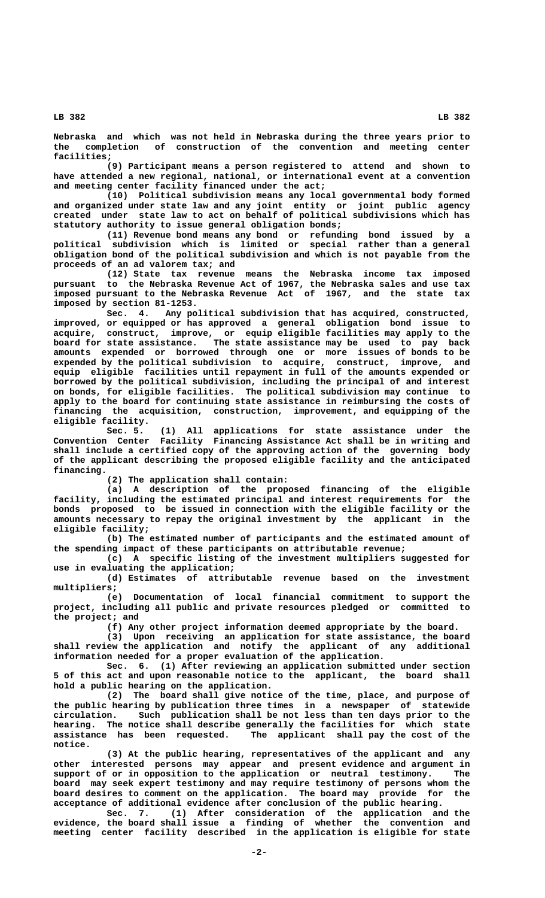Nebraska and which was not held in Nebraska during the three years prior to the completion of construction of the convention and meeting center facilities;

(9) Participant means a person registered to attend and shown to have attended a new regional, national, or international event at a convention and meeting center facility financed under the act;

(10) Political subdivision means any local governmental body formed and organized under state law and any joint entity or joint public agency created under state law to act on behalf of political subdivisions which has statutory authority to issue general obligation bonds;

(11) Revenue bond means any bond or refunding bond issued by a political subdivision which is limited or special rather than a general obligation bond of the political subdivision and which is not payable from the proceeds of an ad valorem tax; and

(12) State tax revenue means the Nebraska income tax imposed pursuant to the Nebraska Revenue Act of 1967, the Nebraska sales and use tax imposed pursuant to the Nebraska Revenue Act of 1967, and the state tax imposed by section 81-1253.

Sec. 4. Any political subdivision that has acquired, constructed, improved, or equipped or has approved a general obligation bond issue to acquire, construct, improve, or equip eligible facilities may apply to the board for state assistance. The state assistance may be used to pay back amounts expended or borrowed through one or more issues of bonds to be expended by the political subdivision to acquire, construct, improve, and equip eligible facilities until repayment in full of the amounts expended or borrowed by the political subdivision, including the principal of and interest on bonds, for eligible facilities. The political subdivision may continue to apply to the board for continuing state assistance in reimbursing the costs of financing the acquisition, construction, improvement, and equipping of the eligible facility.

Sec. 5. (1) All applications for state assistance under the Convention Center Facility Financing Assistance Act shall be in writing and shall include a certified copy of the approving action of the governing body of the applicant describing the proposed eligible facility and the anticipated financing.

(2) The application shall contain:

(a) A description of the proposed financing of the eligible facility, including the estimated principal and interest requirements for the bonds proposed to be issued in connection with the eligible facility or the amounts necessary to repay the original investment by the applicant in the eligible facility;

(b) The estimated number of participants and the estimated amount of the spending impact of these participants on attributable revenue;

(c) A specific listing of the investment multipliers suggested for use in evaluating the application;

(d) Estimates of attributable revenue based on the investment multipliers;

(e) Documentation of local financial commitment to support the project, including all public and private resources pledged or committed to the project; and

(f) Any other project information deemed appropriate by the board.

(3) Upon receiving an application for state assistance, the board shall review the application and notify the applicant of any additional information needed for a proper evaluation of the application.

Sec. 6. (1) After reviewing an application submitted under section 5 of this act and upon reasonable notice to the applicant, the board shall hold a public hearing on the application.

(2) The board shall give notice of the time, place, and purpose of the public hearing by publication three times in a newspaper of statewide circulation. Such publication shall be not less than ten days prior to the hearing. The notice shall describe generally the facilities for which state assistance has been requested. The applicant shall pay the cost of the notice.

(3) At the public hearing, representatives of the applicant and any other interested persons may appear and present evidence and argument in support of or in opposition to the application or neutral testimony. The board may seek expert testimony and may require testimony of persons whom the board desires to comment on the application. The board may provide for the acceptance of additional evidence after conclusion of the public hearing.

Sec. 7. (1) After consideration of the application and the evidence, the board shall issue a finding of whether the convention and meeting center facility described in the application is eligible for state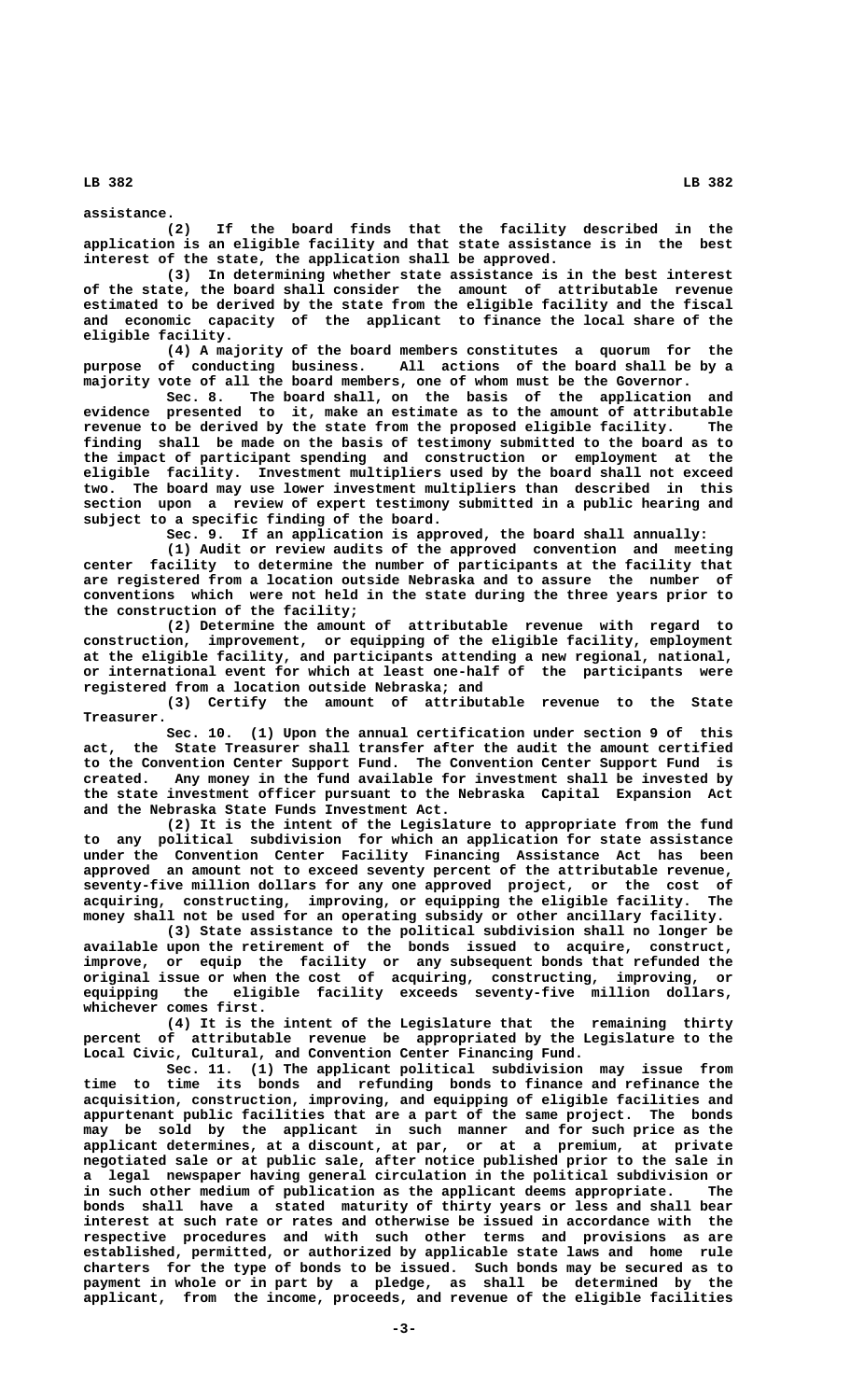assistance.

(2) If the board finds that the facility described in the application is an eligible facility and that state assistance is in the best interest of the state, the application shall be approved.

(3) In determining whether state assistance is in the best interest of the state, the board shall consider the amount of attributable revenue estimated to be derived by the state from the eligible facility and the fiscal and economic capacity of the applicant to finance the local share of the eligible facility.

(4) A majority of the board members constitutes a quorum for the purpose of conducting business. All actions of the board shall be by a majority vote of all the board members, one of whom must be the Governor.

Sec. 8. The board shall, on the basis of the application and evidence presented to it, make an estimate as to the amount of attributable revenue to be derived by the state from the proposed eligible facility. The finding shall be made on the basis of testimony submitted to the board as to the impact of participant spending and construction or employment at the eligible facility. Investment multipliers used by the board shall not exceed two. The board may use lower investment multipliers than described in this section upon a review of expert testimony submitted in a public hearing and subject to a specific finding of the board.

Sec. 9. If an application is approved, the board shall annually:

(1) Audit or review audits of the approved convention and meeting center facility to determine the number of participants at the facility that are registered from a location outside Nebraska and to assure the number of conventions which were not held in the state during the three years prior to the construction of the facility;

(2) Determine the amount of attributable revenue with regard to construction, improvement, or equipping of the eligible facility, employment at the eligible facility, and participants attending a new regional, national, or international event for which at least one-half of the participants were registered from a location outside Nebraska; and

(3) Certify the amount of attributable revenue to the State Treasurer.

Sec. 10. (1) Upon the annual certification under section 9 of this act, the State Treasurer shall transfer after the audit the amount certified to the Convention Center Support Fund. The Convention Center Support Fund is created. Any money in the fund available for investment shall be invested by the state investment officer pursuant to the Nebraska Capital Expansion Act and the Nebraska State Funds Investment Act.

(2) It is the intent of the Legislature to appropriate from the fund to any political subdivision for which an application for state assistance under the Convention Center Facility Financing Assistance Act has been approved an amount not to exceed seventy percent of the attributable revenue, seventy-five million dollars for any one approved project, or the cost of acquiring, constructing, improving, or equipping the eligible facility. The money shall not be used for an operating subsidy or other ancillary facility.

(3) State assistance to the political subdivision shall no longer be available upon the retirement of the bonds issued to acquire, construct, improve, or equip the facility or any subsequent bonds that refunded the original issue or when the cost of acquiring, constructing, improving, or equipping the eligible facility exceeds seventy-five million dollars, whichever comes first.

(4) It is the intent of the Legislature that the remaining thirty percent of attributable revenue be appropriated by the Legislature to the Local Civic, Cultural, and Convention Center Financing Fund.

Sec. 11. (1) The applicant political subdivision may issue from time to time its bonds and refunding bonds to finance and refinance the acquisition, construction, improving, and equipping of eligible facilities and appurtenant public facilities that are a part of the same project. The bonds may be sold by the applicant in such manner and for such price as the applicant determines, at a discount, at par, or at a premium, at private negotiated sale or at public sale, after notice published prior to the sale in a legal newspaper having general circulation in the political subdivision or in such other medium of publication as the applicant deems appropriate. The bonds shall have a stated maturity of thirty years or less and shall bear interest at such rate or rates and otherwise be issued in accordance with the respective procedures and with such other terms and provisions as are established, permitted, or authorized by applicable state laws and home rule charters for the type of bonds to be issued. Such bonds may be secured as to payment in whole or in part by a pledge, as shall be determined by the applicant, from the income, proceeds, and revenue of the eligible facilities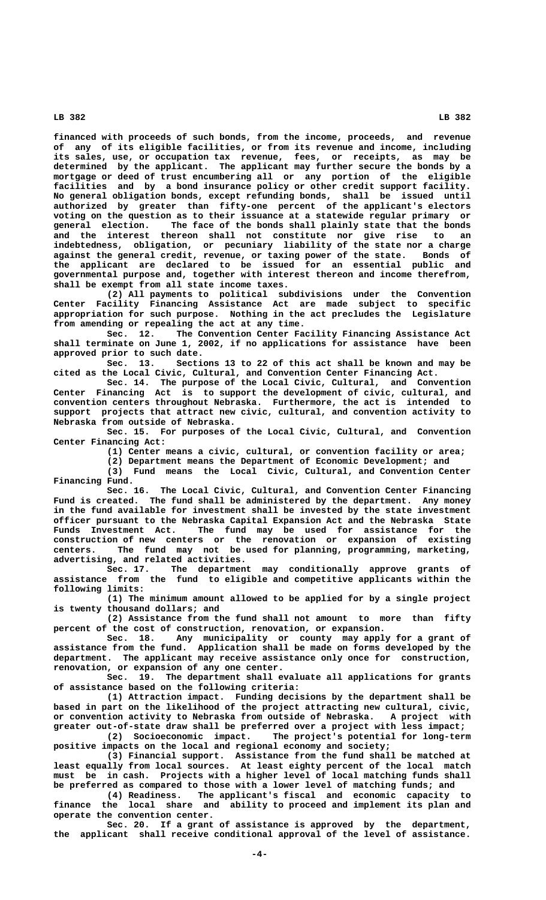financed with proceeds of such bonds, from the income, proceeds, and revenue of any of its eligible facilities, or from its revenue and income, including its sales, use, or occupation tax revenue, fees, or receipts, as may be determined by the applicant. The applicant may further secure the bonds by a mortgage or deed of trust encumbering all or any portion of the eligible facilities and by a bond insurance policy or other credit support facility. No general obligation bonds, except refunding bonds, shall be issued until authorized by greater than fifty-one percent of the applicant's electors voting on the question as to their issuance at a statewide regular primary or general election. The face of the bonds shall plainly state that the bonds and the interest thereon shall not constitute nor give rise to an indebtedness, obligation, or pecuniary liability of the state nor a charge against the general credit, revenue, or taxing power of the state. Bonds of the applicant are declared to be issued for an essential public and governmental purpose and, together with interest thereon and income therefrom, shall be exempt from all state income taxes.

(2) All payments to political subdivisions under the Convention Center Facility Financing Assistance Act are made subject to specific appropriation for such purpose. Nothing in the act precludes the Legislature from amending or repealing the act at any time.

Sec. 12. The Convention Center Facility Financing Assistance Act shall terminate on June 1, 2002, if no applications for assistance have been approved prior to such date.

Sec. 13. Sections 13 to 22 of this act shall be known and may be cited as the Local Civic, Cultural, and Convention Center Financing Act.

Sec. 14. The purpose of the Local Civic, Cultural, and Convention Center Financing Act is to support the development of civic, cultural, and convention centers throughout Nebraska. Furthermore, the act is intended to support projects that attract new civic, cultural, and convention activity to Nebraska from outside of Nebraska.

Sec. 15. For purposes of the Local Civic, Cultural, and Convention Center Financing Act:

(1) Center means a civic, cultural, or convention facility or area;

(2) Department means the Department of Economic Development; and

(3) Fund means the Local Civic, Cultural, and Convention Center Financing Fund.

Sec. 16. The Local Civic, Cultural, and Convention Center Financing Fund is created. The fund shall be administered by the department. Any money in the fund available for investment shall be invested by the state investment officer pursuant to the Nebraska Capital Expansion Act and the Nebraska State Funds Investment Act. The fund may be used for assistance for the construction of new centers or the renovation or expansion of existing centers. The fund may not be used for planning, programming, marketing, advertising, and related activities.

Sec. 17. The department may conditionally approve grants of assistance from the fund to eligible and competitive applicants within the following limits:

(1) The minimum amount allowed to be applied for by a single project is twenty thousand dollars; and

(2) Assistance from the fund shall not amount to more than fifty percent of the cost of construction, renovation, or expansion.

Sec. 18. Any municipality or county may apply for a grant of assistance from the fund. Application shall be made on forms developed by the department. The applicant may receive assistance only once for construction, renovation, or expansion of any one center.

Sec. 19. The department shall evaluate all applications for grants of assistance based on the following criteria:

(1) Attraction impact. Funding decisions by the department shall be based in part on the likelihood of the project attracting new cultural, civic, or convention activity to Nebraska from outside of Nebraska. A project with greater out-of-state draw shall be preferred over a project with less impact;

(2) Socioeconomic impact. The project's potential for long-term positive impacts on the local and regional economy and society;

(3) Financial support. Assistance from the fund shall be matched at least equally from local sources. At least eighty percent of the local match must be in cash. Projects with a higher level of local matching funds shall be preferred as compared to those with a lower level of matching funds; and

(4) Readiness. The applicant's fiscal and economic capacity to finance the local share and ability to proceed and implement its plan and operate the convention center.

Sec. 20. If a grant of assistance is approved by the department, the applicant shall receive conditional approval of the level of assistance.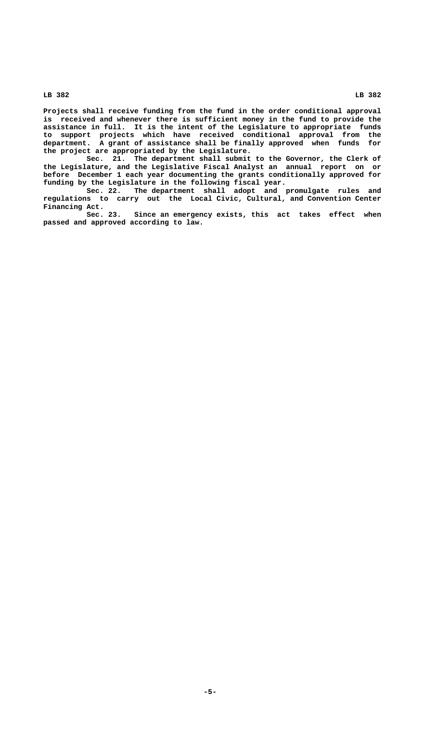Projects shall receive funding from the fund in the order conditional approval is received and whenever there is sufficient money in the fund to provide the assistance in full. It is the intent of the Legislature to appropriate funds to support projects which have received conditional approval from the department. A grant of assistance shall be finally approved when funds for the project are appropriated by the Legislature.

Sec. 21. The department shall submit to the Governor, the Clerk of the Legislature, and the Legislative Fiscal Analyst an annual report on or before December 1 each year documenting the grants conditionally approved for funding by the Legislature in the following fiscal year.

Sec. 22. The department shall adopt and promulgate rules and regulations to carry out the Local Civic, Cultural, and Convention Center Financing Act.

Sec. 23. Since an emergency exists, this act takes effect when passed and approved according to law.